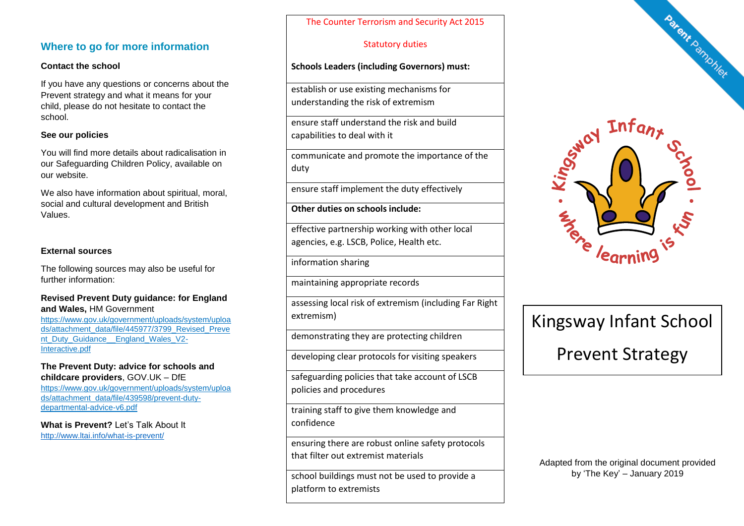## Where to go for more information

**Contact the school**

If you have any questions or concerns about the Prevent strategy and what it means for your child, please do not hesitate to contact the school.

**See our policies**

You will find more details about radicalisation in our Safeguarding Children Policy, available on our website.

We also have information about spiritual, moral, social and cultural development and British Values.

**External sources**

The following sources may also be useful for further information:

**Revised Prevent Duty guidance: for England and Wales,** HM Government
https://www.gov.uk/government/uploads/system/uploads/attachment_data/file/445977/3799_Revised_Prevent_Duty_Guidance__England_Wales_V2-Interactive.pdf

**The Prevent Duty: advice for schools and childcare providers**, GOV.UK – DfE
https://www.gov.uk/government/uploads/system/uploads/attachment_data/file/439598/prevent-duty-departmental-advice-v6.pdf

**What is Prevent?** Let's Talk About It
http://www.ltai.info/what-is-prevent/

| The Counter Terrorism and Security Act 2015<br>Statutory duties<br>**Schools Leaders (including Governors) must:** |
|---|
| establish or use existing mechanisms for understanding the risk of extremism |
| ensure staff understand the risk and build capabilities to deal with it |
| communicate and promote the importance of the duty |
| ensure staff implement the duty effectively |
| **Other duties on schools include:** |
| effective partnership working with other local agencies, e.g. LSCB, Police, Health etc. |
| information sharing |
| maintaining appropriate records |
| assessing local risk of extremism (including Far Right extremism) |
| demonstrating they are protecting children |
| developing clear protocols for visiting speakers |
| safeguarding policies that take account of LSCB policies and procedures |
| training staff to give them knowledge and confidence |
| ensuring there are robust online safety protocols that filter out extremist materials |
| school buildings must not be used to provide a platform to extremists |

Parent Pamphlet

Kingsway Infant School • where learning is fun •

# Kingsway Infant School

# Prevent Strategy

Adapted from the original document provided by 'The Key' – January 2019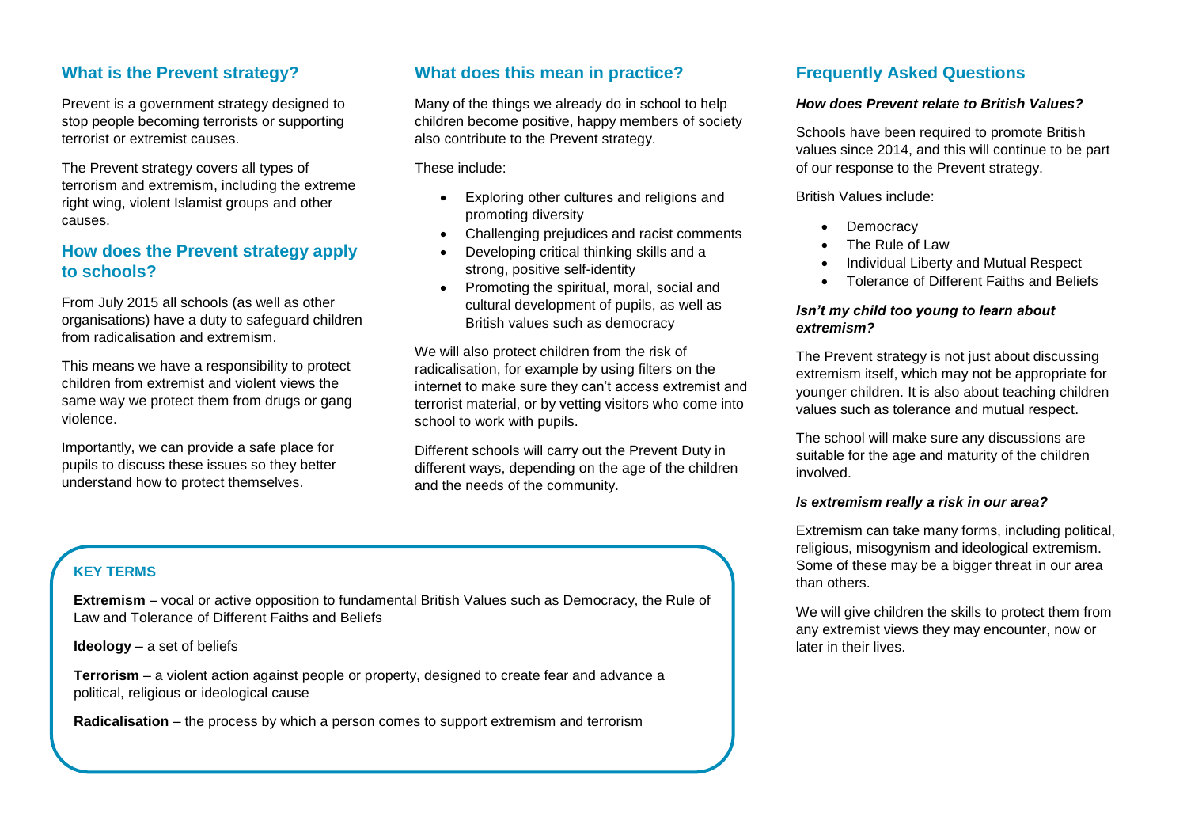## What is the Prevent strategy?

Prevent is a government strategy designed to stop people becoming terrorists or supporting terrorist or extremist causes.

The Prevent strategy covers all types of terrorism and extremism, including the extreme right wing, violent Islamist groups and other causes.

## How does the Prevent strategy apply to schools?

From July 2015 all schools (as well as other organisations) have a duty to safeguard children from radicalisation and extremism.

This means we have a responsibility to protect children from extremist and violent views the same way we protect them from drugs or gang violence.

Importantly, we can provide a safe place for pupils to discuss these issues so they better understand how to protect themselves.

## What does this mean in practice?

Many of the things we already do in school to help children become positive, happy members of society also contribute to the Prevent strategy.

These include:

- Exploring other cultures and religions and promoting diversity
- Challenging prejudices and racist comments
- Developing critical thinking skills and a strong, positive self-identity
- Promoting the spiritual, moral, social and cultural development of pupils, as well as British values such as democracy

We will also protect children from the risk of radicalisation, for example by using filters on the internet to make sure they can't access extremist and terrorist material, or by vetting visitors who come into school to work with pupils.

Different schools will carry out the Prevent Duty in different ways, depending on the age of the children and the needs of the community.

### KEY TERMS

**Extremism** – vocal or active opposition to fundamental British Values such as Democracy, the Rule of Law and Tolerance of Different Faiths and Beliefs

**Ideology** – a set of beliefs

**Terrorism** – a violent action against people or property, designed to create fear and advance a political, religious or ideological cause

**Radicalisation** – the process by which a person comes to support extremism and terrorism

## Frequently Asked Questions

***How does Prevent relate to British Values?***

Schools have been required to promote British values since 2014, and this will continue to be part of our response to the Prevent strategy.

British Values include:

- Democracy
- The Rule of Law
- Individual Liberty and Mutual Respect
- Tolerance of Different Faiths and Beliefs

***Isn't my child too young to learn about extremism?***

The Prevent strategy is not just about discussing extremism itself, which may not be appropriate for younger children. It is also about teaching children values such as tolerance and mutual respect.

The school will make sure any discussions are suitable for the age and maturity of the children involved.

***Is extremism really a risk in our area?***

Extremism can take many forms, including political, religious, misogynism and ideological extremism. Some of these may be a bigger threat in our area than others.

We will give children the skills to protect them from any extremist views they may encounter, now or later in their lives.